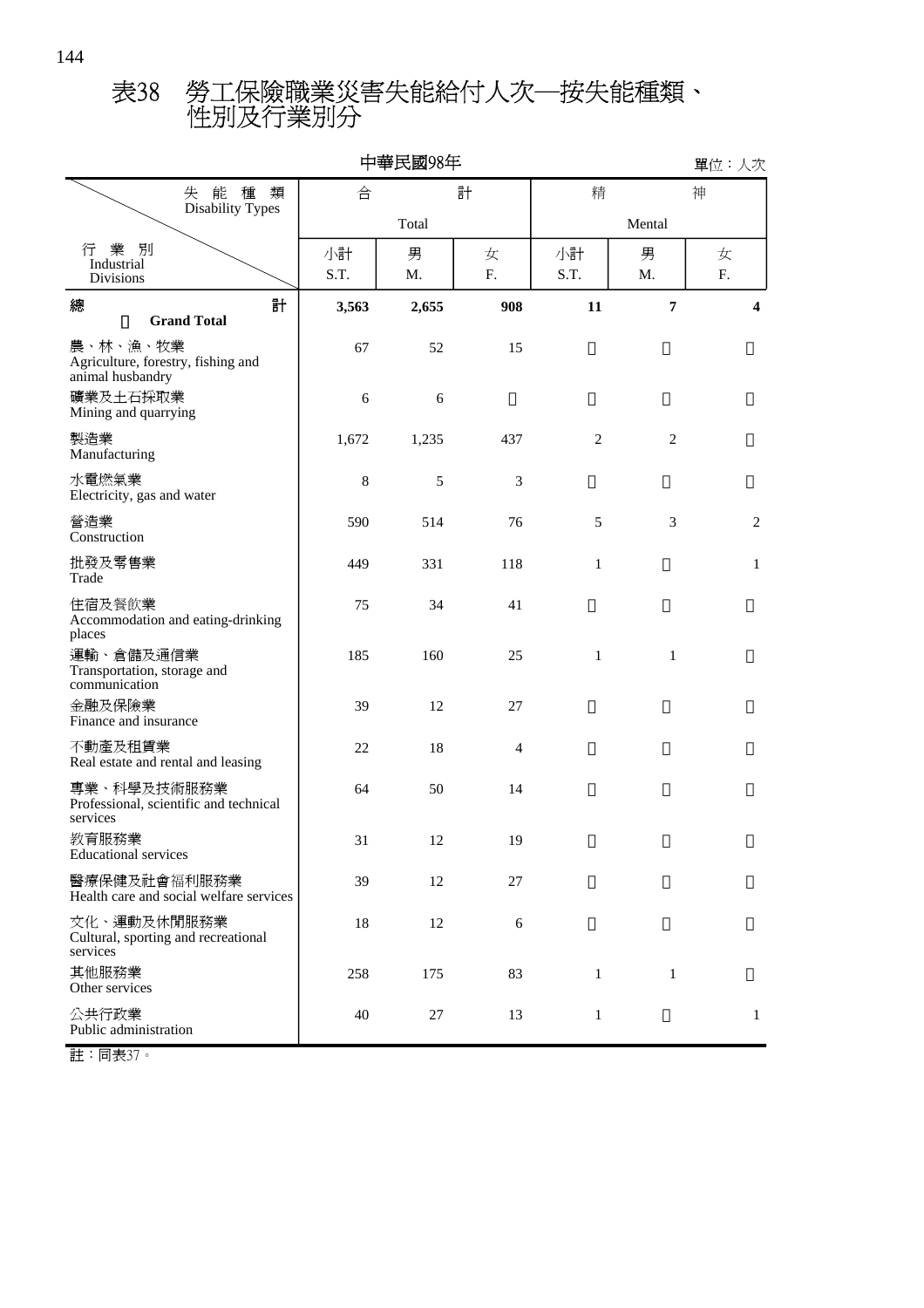# 表38　勞工保險職業災害失能給付人次─按失能種類、性別及行業別分

中華民國98年

單位：人次

| 失能種類 Disability Types / 行業別 Industrial Divisions | 合計 Total | | | 精神 Mental | | |
|---|---|---|---|---|---|---|
| | 小計 S.T. | 男 M. | 女 F. | 小計 S.T. | 男 M. | 女 F. |
| 總計 **Grand Total** | **3,563** | **2,655** | **908** | **11** | **7** | **4** |
| 農、林、漁、牧業 Agriculture, forestry, fishing and animal husbandry | 67 | 52 | 15 | | | |
| 礦業及土石採取業 Mining and quarrying | 6 | 6 | | | | |
| 製造業 Manufacturing | 1,672 | 1,235 | 437 | 2 | 2 | |
| 水電燃氣業 Electricity, gas and water | 8 | 5 | 3 | | | |
| 營造業 Construction | 590 | 514 | 76 | 5 | 3 | 2 |
| 批發及零售業 Trade | 449 | 331 | 118 | 1 | | 1 |
| 住宿及餐飲業 Accommodation and eating-drinking places | 75 | 34 | 41 | | | |
| 運輸、倉儲及通信業 Transportation, storage and communication | 185 | 160 | 25 | 1 | 1 | |
| 金融及保險業 Finance and insurance | 39 | 12 | 27 | | | |
| 不動產及租賃業 Real estate and rental and leasing | 22 | 18 | 4 | | | |
| 專業、科學及技術服務業 Professional, scientific and technical services | 64 | 50 | 14 | | | |
| 教育服務業 Educational services | 31 | 12 | 19 | | | |
| 醫療保健及社會福利服務業 Health care and social welfare services | 39 | 12 | 27 | | | |
| 文化、運動及休閒服務業 Cultural, sporting and recreational services | 18 | 12 | 6 | | | |
| 其他服務業 Other services | 258 | 175 | 83 | 1 | 1 | |
| 公共行政業 Public administration | 40 | 27 | 13 | 1 | | 1 |

註：同表37。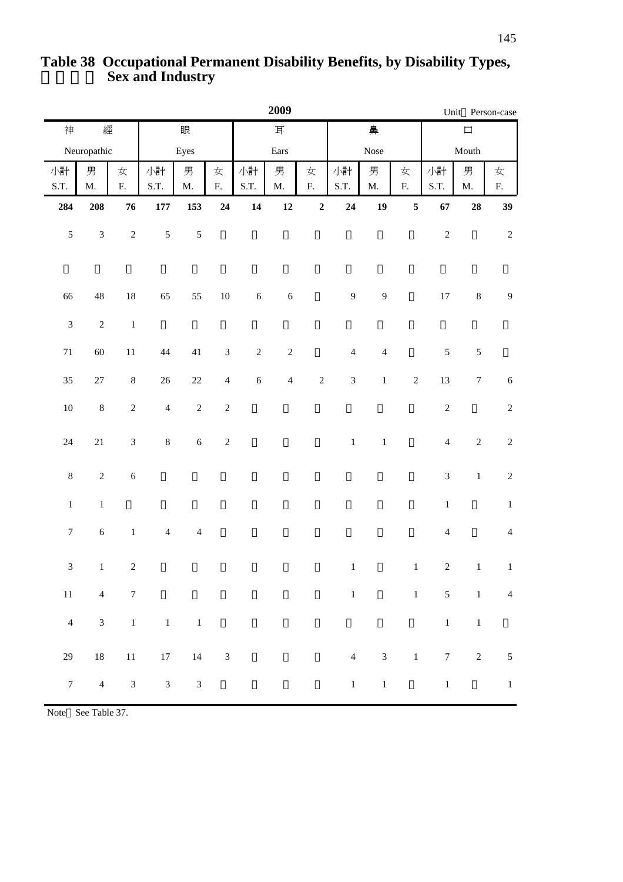# Table 38 Occupational Permanent Disability Benefits, by Disability Types, Sex and Industry

2009 Unit：Person-case

| 神經 | | | 眼 | | | 耳 | | | 鼻 | | | 口 | | |
|---|---|---|---|---|---|---|---|---|---|---|---|---|---|---|
| Neuropathic | | | Eyes | | | Ears | | | Nose | | | Mouth | | |
| 小計 S.T. | 男 M. | 女 F. | 小計 S.T. | 男 M. | 女 F. | 小計 S.T. | 男 M. | 女 F. | 小計 S.T. | 男 M. | 女 F. | 小計 S.T. | 男 M. | 女 F. |
| **284** | **208** | **76** | **177** | **153** | **24** | **14** | **12** | **2** | **24** | **19** | **5** | **67** | **28** | **39** |
| 5 | 3 | 2 | 5 | 5 | | | | | | | | 2 | | 2 |
| | | | | | | | | | | | | | | |
| 66 | 48 | 18 | 65 | 55 | 10 | 6 | 6 | | 9 | 9 | | 17 | 8 | 9 |
| 3 | 2 | 1 | | | | | | | | | | | | |
| 71 | 60 | 11 | 44 | 41 | 3 | 2 | 2 | | 4 | 4 | | 5 | 5 | |
| 35 | 27 | 8 | 26 | 22 | 4 | 6 | 4 | 2 | 3 | 1 | 2 | 13 | 7 | 6 |
| 10 | 8 | 2 | 4 | 2 | 2 | | | | | | | 2 | | 2 |
| 24 | 21 | 3 | 8 | 6 | 2 | | | | 1 | 1 | | 4 | 2 | 2 |
| 8 | 2 | 6 | | | | | | | | | | 3 | 1 | 2 |
| 1 | 1 | | | | | | | | | | | 1 | | 1 |
| 7 | 6 | 1 | 4 | 4 | | | | | | | | 4 | | 4 |
| 3 | 1 | 2 | | | | | | | 1 | | 1 | 2 | 1 | 1 |
| 11 | 4 | 7 | | | | | | | 1 | | 1 | 5 | 1 | 4 |
| 4 | 3 | 1 | 1 | 1 | | | | | | | | 1 | 1 | |
| 29 | 18 | 11 | 17 | 14 | 3 | | | | 4 | 3 | 1 | 7 | 2 | 5 |
| 7 | 4 | 3 | 3 | 3 | | | | | 1 | 1 | | 1 | | 1 |

Note：See Table 37.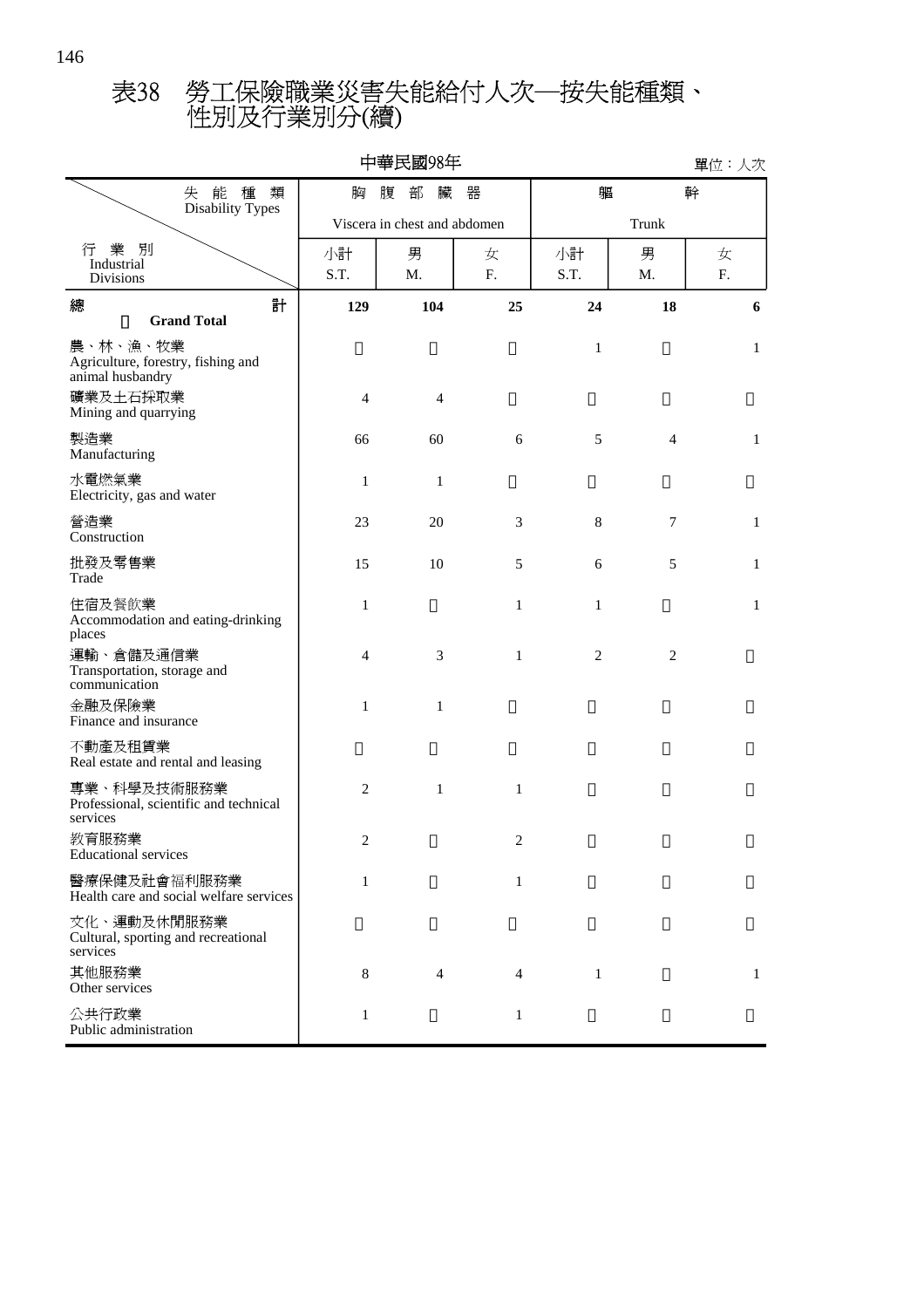# 表38 勞工保險職業災害失能給付人次─按失能種類、性別及行業別分(續)

中華民國98年

單位：人次

| 失能種類 Disability Types / 行業別 Industrial Divisions | 胸腹部臟器 Viscera in chest and abdomen | | | 軀幹 Trunk | | |
|---|---|---|---|---|---|---|
| | 小計 S.T. | 男 M. | 女 F. | 小計 S.T. | 男 M. | 女 F. |
| **總計 Grand Total** | **129** | **104** | **25** | **24** | **18** | **6** |
| 農、林、漁、牧業 Agriculture, forestry, fishing and animal husbandry | | | | 1 | | 1 |
| 礦業及土石採取業 Mining and quarrying | 4 | 4 | | | | |
| 製造業 Manufacturing | 66 | 60 | 6 | 5 | 4 | 1 |
| 水電燃氣業 Electricity, gas and water | 1 | 1 | | | | |
| 營造業 Construction | 23 | 20 | 3 | 8 | 7 | 1 |
| 批發及零售業 Trade | 15 | 10 | 5 | 6 | 5 | 1 |
| 住宿及餐飲業 Accommodation and eating-drinking places | 1 | | 1 | 1 | | 1 |
| 運輸、倉儲及通信業 Transportation, storage and communication | 4 | 3 | 1 | 2 | 2 | |
| 金融及保險業 Finance and insurance | 1 | 1 | | | | |
| 不動產及租賃業 Real estate and rental and leasing | | | | | | |
| 專業、科學及技術服務業 Professional, scientific and technical services | 2 | 1 | 1 | | | |
| 教育服務業 Educational services | 2 | | 2 | | | |
| 醫療保健及社會福利服務業 Health care and social welfare services | 1 | | 1 | | | |
| 文化、運動及休閒服務業 Cultural, sporting and recreational services | | | | | | |
| 其他服務業 Other services | 8 | 4 | 4 | 1 | | 1 |
| 公共行政業 Public administration | 1 | | 1 | | | |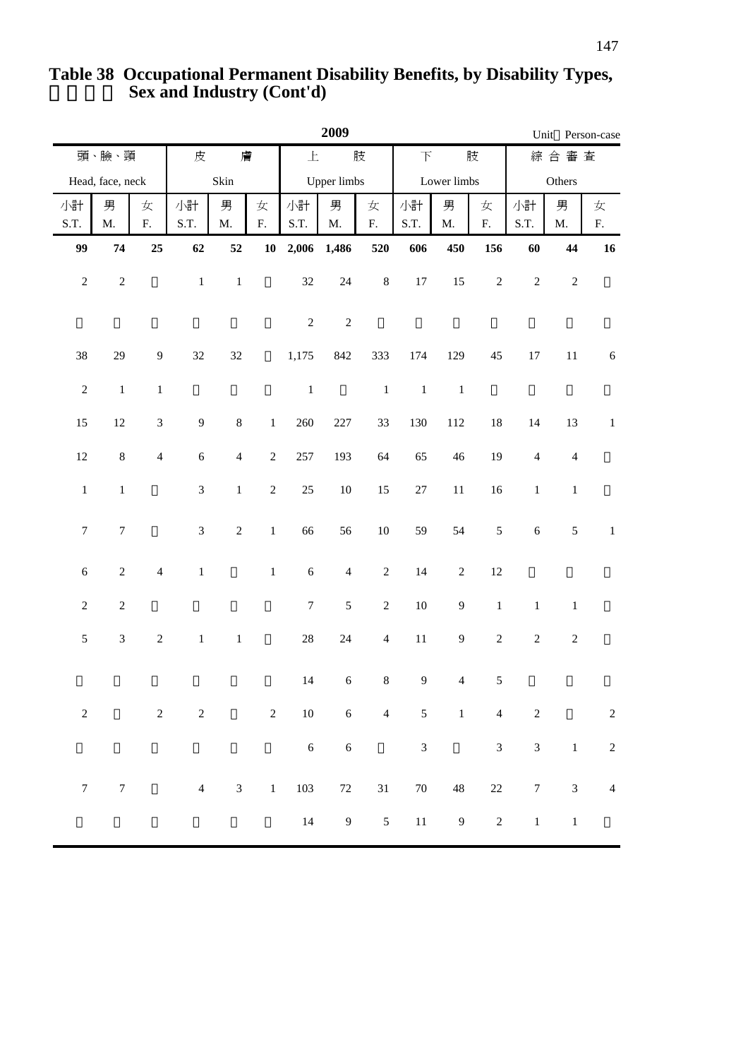# Table 38 Occupational Permanent Disability Benefits, by Disability Types, Sex and Industry (Cont'd)

2009

Unit：Person-case

| 頭、臉、頸 Head, face, neck | | | 皮膚 Skin | | | 上肢 Upper limbs | | | 下肢 Lower limbs | | | 綜合審查 Others | | |
|---|---|---|---|---|---|---|---|---|---|---|---|---|---|---|
| 小計 S.T. | 男 M. | 女 F. | 小計 S.T. | 男 M. | 女 F. | 小計 S.T. | 男 M. | 女 F. | 小計 S.T. | 男 M. | 女 F. | 小計 S.T. | 男 M. | 女 F. |
| **99** | **74** | **25** | **62** | **52** | **10** | **2,006** | **1,486** | **520** | **606** | **450** | **156** | **60** | **44** | **16** |
| 2 | 2 | － | 1 | 1 | － | 32 | 24 | 8 | 17 | 15 | 2 | 2 | 2 | － |
| － | － | － | － | － | － | 2 | 2 | － | － | － | － | － | － | － |
| 38 | 29 | 9 | 32 | 32 | － | 1,175 | 842 | 333 | 174 | 129 | 45 | 17 | 11 | 6 |
| 2 | 1 | 1 | － | － | － | 1 | － | 1 | 1 | 1 | － | － | － | － |
| 15 | 12 | 3 | 9 | 8 | 1 | 260 | 227 | 33 | 130 | 112 | 18 | 14 | 13 | 1 |
| 12 | 8 | 4 | 6 | 4 | 2 | 257 | 193 | 64 | 65 | 46 | 19 | 4 | 4 | － |
| 1 | 1 | － | 3 | 1 | 2 | 25 | 10 | 15 | 27 | 11 | 16 | 1 | 1 | － |
| 7 | 7 | － | 3 | 2 | 1 | 66 | 56 | 10 | 59 | 54 | 5 | 6 | 5 | 1 |
| 6 | 2 | 4 | 1 | － | 1 | 6 | 4 | 2 | 14 | 2 | 12 | － | － | － |
| 2 | 2 | － | － | － | － | 7 | 5 | 2 | 10 | 9 | 1 | 1 | 1 | － |
| 5 | 3 | 2 | 1 | 1 | － | 28 | 24 | 4 | 11 | 9 | 2 | 2 | 2 | － |
| － | － | － | － | － | － | 14 | 6 | 8 | 9 | 4 | 5 | － | － | － |
| 2 | － | 2 | 2 | － | 2 | 10 | 6 | 4 | 5 | 1 | 4 | 2 | － | 2 |
| － | － | － | － | － | － | 6 | 6 | － | 3 | － | 3 | 3 | 1 | 2 |
| 7 | 7 | － | 4 | 3 | 1 | 103 | 72 | 31 | 70 | 48 | 22 | 7 | 3 | 4 |
| － | － | － | － | － | － | 14 | 9 | 5 | 11 | 9 | 2 | 1 | 1 | － |